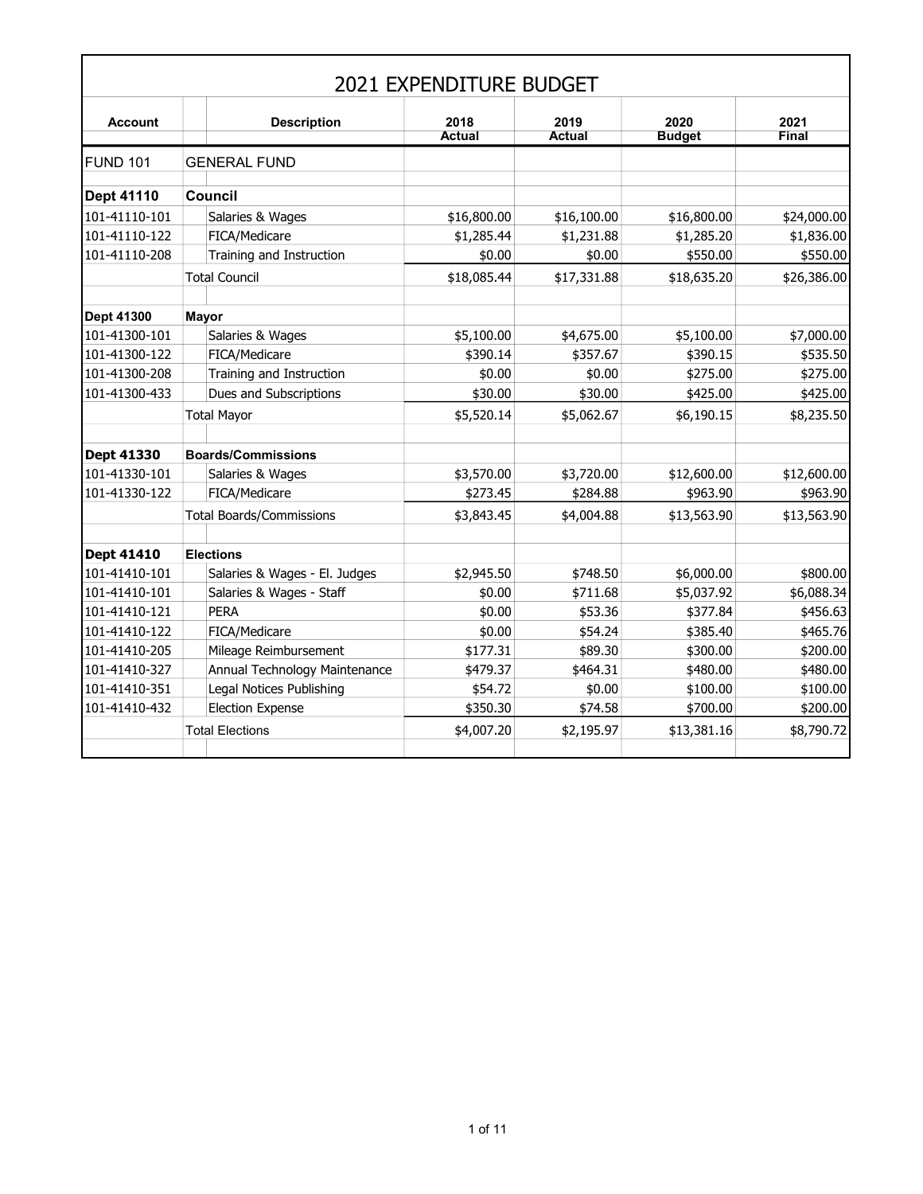# 2021 EXPENDITURE BUDGET

| Account | Description | 2018 Actual | 2019 Actual | 2020 Budget | 2021 Final |
|---|---|---|---|---|---|
| FUND 101 | GENERAL FUND | | | | |
| | | | | | |
| **Dept 41110** | **Council** | | | | |
| 101-41110-101 | Salaries & Wages | $16,800.00 | $16,100.00 | $16,800.00 | $24,000.00 |
| 101-41110-122 | FICA/Medicare | $1,285.44 | $1,231.88 | $1,285.20 | $1,836.00 |
| 101-41110-208 | Training and Instruction | $0.00 | $0.00 | $550.00 | $550.00 |
| | Total Council | $18,085.44 | $17,331.88 | $18,635.20 | $26,386.00 |
| | | | | | |
| **Dept 41300** | **Mayor** | | | | |
| 101-41300-101 | Salaries & Wages | $5,100.00 | $4,675.00 | $5,100.00 | $7,000.00 |
| 101-41300-122 | FICA/Medicare | $390.14 | $357.67 | $390.15 | $535.50 |
| 101-41300-208 | Training and Instruction | $0.00 | $0.00 | $275.00 | $275.00 |
| 101-41300-433 | Dues and Subscriptions | $30.00 | $30.00 | $425.00 | $425.00 |
| | Total Mayor | $5,520.14 | $5,062.67 | $6,190.15 | $8,235.50 |
| | | | | | |
| **Dept 41330** | **Boards/Commissions** | | | | |
| 101-41330-101 | Salaries & Wages | $3,570.00 | $3,720.00 | $12,600.00 | $12,600.00 |
| 101-41330-122 | FICA/Medicare | $273.45 | $284.88 | $963.90 | $963.90 |
| | Total Boards/Commissions | $3,843.45 | $4,004.88 | $13,563.90 | $13,563.90 |
| | | | | | |
| **Dept 41410** | **Elections** | | | | |
| 101-41410-101 | Salaries & Wages - El. Judges | $2,945.50 | $748.50 | $6,000.00 | $800.00 |
| 101-41410-101 | Salaries & Wages - Staff | $0.00 | $711.68 | $5,037.92 | $6,088.34 |
| 101-41410-121 | PERA | $0.00 | $53.36 | $377.84 | $456.63 |
| 101-41410-122 | FICA/Medicare | $0.00 | $54.24 | $385.40 | $465.76 |
| 101-41410-205 | Mileage Reimbursement | $177.31 | $89.30 | $300.00 | $200.00 |
| 101-41410-327 | Annual Technology Maintenance | $479.37 | $464.31 | $480.00 | $480.00 |
| 101-41410-351 | Legal Notices Publishing | $54.72 | $0.00 | $100.00 | $100.00 |
| 101-41410-432 | Election Expense | $350.30 | $74.58 | $700.00 | $200.00 |
| | Total Elections | $4,007.20 | $2,195.97 | $13,381.16 | $8,790.72 |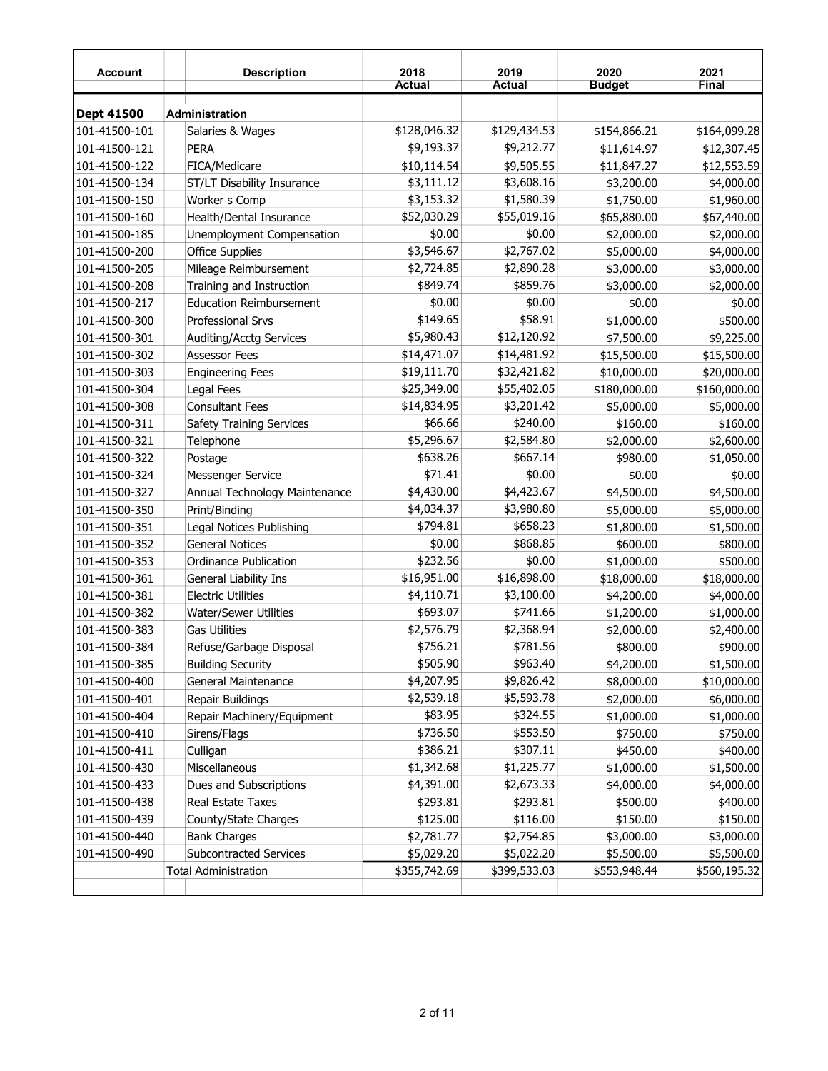| Account | Description | 2018 Actual | 2019 Actual | 2020 Budget | 2021 Final |
|---|---|---|---|---|---|
| **Dept 41500** | **Administration** | | | | |
| 101-41500-101 | Salaries & Wages | $128,046.32 | $129,434.53 | $154,866.21 | $164,099.28 |
| 101-41500-121 | PERA | $9,193.37 | $9,212.77 | $11,614.97 | $12,307.45 |
| 101-41500-122 | FICA/Medicare | $10,114.54 | $9,505.55 | $11,847.27 | $12,553.59 |
| 101-41500-134 | ST/LT Disability Insurance | $3,111.12 | $3,608.16 | $3,200.00 | $4,000.00 |
| 101-41500-150 | Worker s Comp | $3,153.32 | $1,580.39 | $1,750.00 | $1,960.00 |
| 101-41500-160 | Health/Dental Insurance | $52,030.29 | $55,019.16 | $65,880.00 | $67,440.00 |
| 101-41500-185 | Unemployment Compensation | $0.00 | $0.00 | $2,000.00 | $2,000.00 |
| 101-41500-200 | Office Supplies | $3,546.67 | $2,767.02 | $5,000.00 | $4,000.00 |
| 101-41500-205 | Mileage Reimbursement | $2,724.85 | $2,890.28 | $3,000.00 | $3,000.00 |
| 101-41500-208 | Training and Instruction | $849.74 | $859.76 | $3,000.00 | $2,000.00 |
| 101-41500-217 | Education Reimbursement | $0.00 | $0.00 | $0.00 | $0.00 |
| 101-41500-300 | Professional Srvs | $149.65 | $58.91 | $1,000.00 | $500.00 |
| 101-41500-301 | Auditing/Acctg Services | $5,980.43 | $12,120.92 | $7,500.00 | $9,225.00 |
| 101-41500-302 | Assessor Fees | $14,471.07 | $14,481.92 | $15,500.00 | $15,500.00 |
| 101-41500-303 | Engineering Fees | $19,111.70 | $32,421.82 | $10,000.00 | $20,000.00 |
| 101-41500-304 | Legal Fees | $25,349.00 | $55,402.05 | $180,000.00 | $160,000.00 |
| 101-41500-308 | Consultant Fees | $14,834.95 | $3,201.42 | $5,000.00 | $5,000.00 |
| 101-41500-311 | Safety Training Services | $66.66 | $240.00 | $160.00 | $160.00 |
| 101-41500-321 | Telephone | $5,296.67 | $2,584.80 | $2,000.00 | $2,600.00 |
| 101-41500-322 | Postage | $638.26 | $667.14 | $980.00 | $1,050.00 |
| 101-41500-324 | Messenger Service | $71.41 | $0.00 | $0.00 | $0.00 |
| 101-41500-327 | Annual Technology Maintenance | $4,430.00 | $4,423.67 | $4,500.00 | $4,500.00 |
| 101-41500-350 | Print/Binding | $4,034.37 | $3,980.80 | $5,000.00 | $5,000.00 |
| 101-41500-351 | Legal Notices Publishing | $794.81 | $658.23 | $1,800.00 | $1,500.00 |
| 101-41500-352 | General Notices | $0.00 | $868.85 | $600.00 | $800.00 |
| 101-41500-353 | Ordinance Publication | $232.56 | $0.00 | $1,000.00 | $500.00 |
| 101-41500-361 | General Liability Ins | $16,951.00 | $16,898.00 | $18,000.00 | $18,000.00 |
| 101-41500-381 | Electric Utilities | $4,110.71 | $3,100.00 | $4,200.00 | $4,000.00 |
| 101-41500-382 | Water/Sewer Utilities | $693.07 | $741.66 | $1,200.00 | $1,000.00 |
| 101-41500-383 | Gas Utilities | $2,576.79 | $2,368.94 | $2,000.00 | $2,400.00 |
| 101-41500-384 | Refuse/Garbage Disposal | $756.21 | $781.56 | $800.00 | $900.00 |
| 101-41500-385 | Building Security | $505.90 | $963.40 | $4,200.00 | $1,500.00 |
| 101-41500-400 | General Maintenance | $4,207.95 | $9,826.42 | $8,000.00 | $10,000.00 |
| 101-41500-401 | Repair Buildings | $2,539.18 | $5,593.78 | $2,000.00 | $6,000.00 |
| 101-41500-404 | Repair Machinery/Equipment | $83.95 | $324.55 | $1,000.00 | $1,000.00 |
| 101-41500-410 | Sirens/Flags | $736.50 | $553.50 | $750.00 | $750.00 |
| 101-41500-411 | Culligan | $386.21 | $307.11 | $450.00 | $400.00 |
| 101-41500-430 | Miscellaneous | $1,342.68 | $1,225.77 | $1,000.00 | $1,500.00 |
| 101-41500-433 | Dues and Subscriptions | $4,391.00 | $2,673.33 | $4,000.00 | $4,000.00 |
| 101-41500-438 | Real Estate Taxes | $293.81 | $293.81 | $500.00 | $400.00 |
| 101-41500-439 | County/State Charges | $125.00 | $116.00 | $150.00 | $150.00 |
| 101-41500-440 | Bank Charges | $2,781.77 | $2,754.85 | $3,000.00 | $3,000.00 |
| 101-41500-490 | Subcontracted Services | $5,029.20 | $5,022.20 | $5,500.00 | $5,500.00 |
| | Total Administration | $355,742.69 | $399,533.03 | $553,948.44 | $560,195.32 |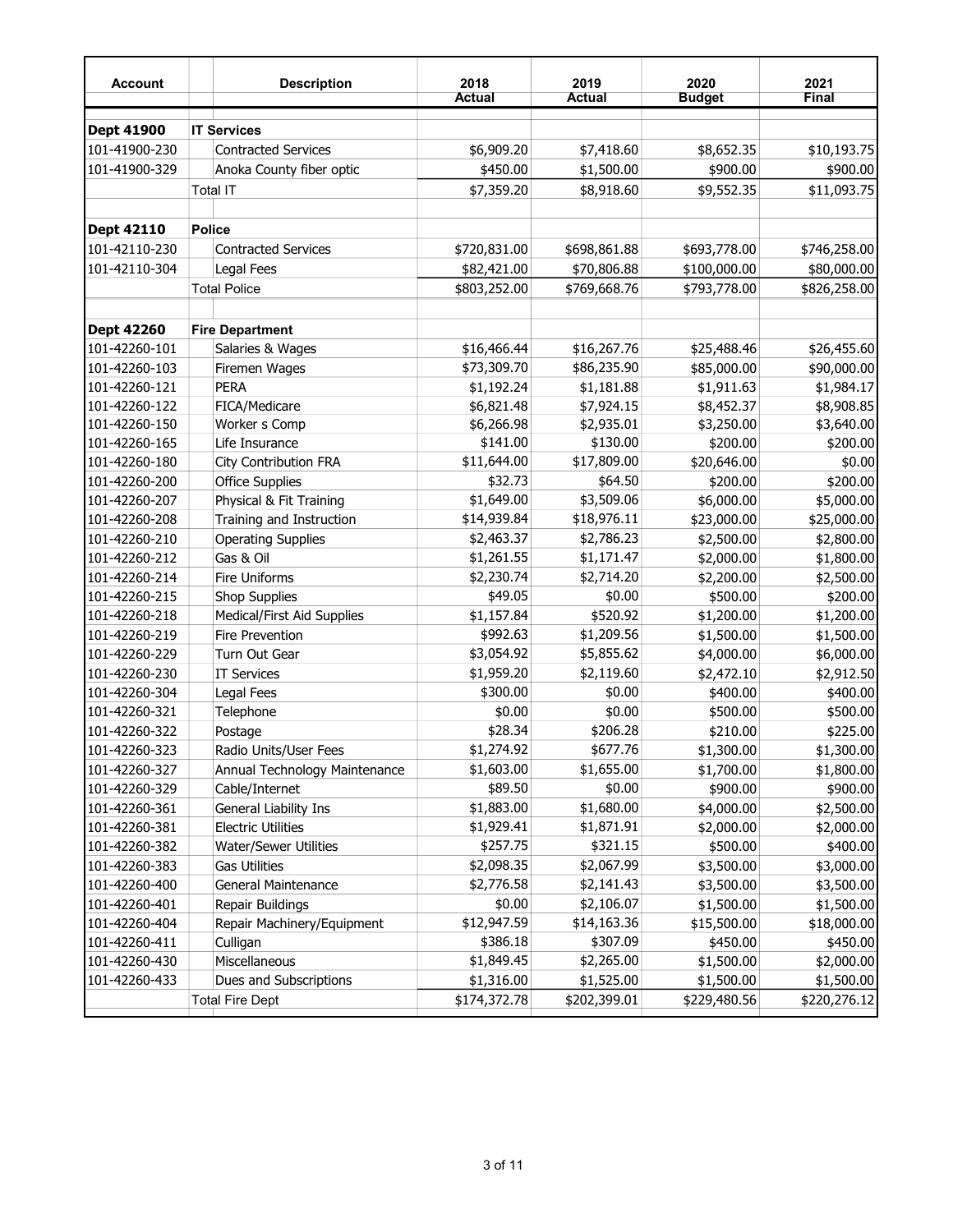| Account | Description | 2018 Actual | 2019 Actual | 2020 Budget | 2021 Final |
|---|---|---|---|---|---|
| **Dept 41900** | **IT Services** | | | | |
| 101-41900-230 | Contracted Services | $6,909.20 | $7,418.60 | $8,652.35 | $10,193.75 |
| 101-41900-329 | Anoka County fiber optic | $450.00 | $1,500.00 | $900.00 | $900.00 |
| | Total IT | $7,359.20 | $8,918.60 | $9,552.35 | $11,093.75 |
| | | | | | |
| **Dept 42110** | **Police** | | | | |
| 101-42110-230 | Contracted Services | $720,831.00 | $698,861.88 | $693,778.00 | $746,258.00 |
| 101-42110-304 | Legal Fees | $82,421.00 | $70,806.88 | $100,000.00 | $80,000.00 |
| | Total Police | $803,252.00 | $769,668.76 | $793,778.00 | $826,258.00 |
| | | | | | |
| **Dept 42260** | **Fire Department** | | | | |
| 101-42260-101 | Salaries & Wages | $16,466.44 | $16,267.76 | $25,488.46 | $26,455.60 |
| 101-42260-103 | Firemen Wages | $73,309.70 | $86,235.90 | $85,000.00 | $90,000.00 |
| 101-42260-121 | PERA | $1,192.24 | $1,181.88 | $1,911.63 | $1,984.17 |
| 101-42260-122 | FICA/Medicare | $6,821.48 | $7,924.15 | $8,452.37 | $8,908.85 |
| 101-42260-150 | Worker s Comp | $6,266.98 | $2,935.01 | $3,250.00 | $3,640.00 |
| 101-42260-165 | Life Insurance | $141.00 | $130.00 | $200.00 | $200.00 |
| 101-42260-180 | City Contribution FRA | $11,644.00 | $17,809.00 | $20,646.00 | $0.00 |
| 101-42260-200 | Office Supplies | $32.73 | $64.50 | $200.00 | $200.00 |
| 101-42260-207 | Physical & Fit Training | $1,649.00 | $3,509.06 | $6,000.00 | $5,000.00 |
| 101-42260-208 | Training and Instruction | $14,939.84 | $18,976.11 | $23,000.00 | $25,000.00 |
| 101-42260-210 | Operating Supplies | $2,463.37 | $2,786.23 | $2,500.00 | $2,800.00 |
| 101-42260-212 | Gas & Oil | $1,261.55 | $1,171.47 | $2,000.00 | $1,800.00 |
| 101-42260-214 | Fire Uniforms | $2,230.74 | $2,714.20 | $2,200.00 | $2,500.00 |
| 101-42260-215 | Shop Supplies | $49.05 | $0.00 | $500.00 | $200.00 |
| 101-42260-218 | Medical/First Aid Supplies | $1,157.84 | $520.92 | $1,200.00 | $1,200.00 |
| 101-42260-219 | Fire Prevention | $992.63 | $1,209.56 | $1,500.00 | $1,500.00 |
| 101-42260-229 | Turn Out Gear | $3,054.92 | $5,855.62 | $4,000.00 | $6,000.00 |
| 101-42260-230 | IT Services | $1,959.20 | $2,119.60 | $2,472.10 | $2,912.50 |
| 101-42260-304 | Legal Fees | $300.00 | $0.00 | $400.00 | $400.00 |
| 101-42260-321 | Telephone | $0.00 | $0.00 | $500.00 | $500.00 |
| 101-42260-322 | Postage | $28.34 | $206.28 | $210.00 | $225.00 |
| 101-42260-323 | Radio Units/User Fees | $1,274.92 | $677.76 | $1,300.00 | $1,300.00 |
| 101-42260-327 | Annual Technology Maintenance | $1,603.00 | $1,655.00 | $1,700.00 | $1,800.00 |
| 101-42260-329 | Cable/Internet | $89.50 | $0.00 | $900.00 | $900.00 |
| 101-42260-361 | General Liability Ins | $1,883.00 | $1,680.00 | $4,000.00 | $2,500.00 |
| 101-42260-381 | Electric Utilities | $1,929.41 | $1,871.91 | $2,000.00 | $2,000.00 |
| 101-42260-382 | Water/Sewer Utilities | $257.75 | $321.15 | $500.00 | $400.00 |
| 101-42260-383 | Gas Utilities | $2,098.35 | $2,067.99 | $3,500.00 | $3,000.00 |
| 101-42260-400 | General Maintenance | $2,776.58 | $2,141.43 | $3,500.00 | $3,500.00 |
| 101-42260-401 | Repair Buildings | $0.00 | $2,106.07 | $1,500.00 | $1,500.00 |
| 101-42260-404 | Repair Machinery/Equipment | $12,947.59 | $14,163.36 | $15,500.00 | $18,000.00 |
| 101-42260-411 | Culligan | $386.18 | $307.09 | $450.00 | $450.00 |
| 101-42260-430 | Miscellaneous | $1,849.45 | $2,265.00 | $1,500.00 | $2,000.00 |
| 101-42260-433 | Dues and Subscriptions | $1,316.00 | $1,525.00 | $1,500.00 | $1,500.00 |
| | Total Fire Dept | $174,372.78 | $202,399.01 | $229,480.56 | $220,276.12 |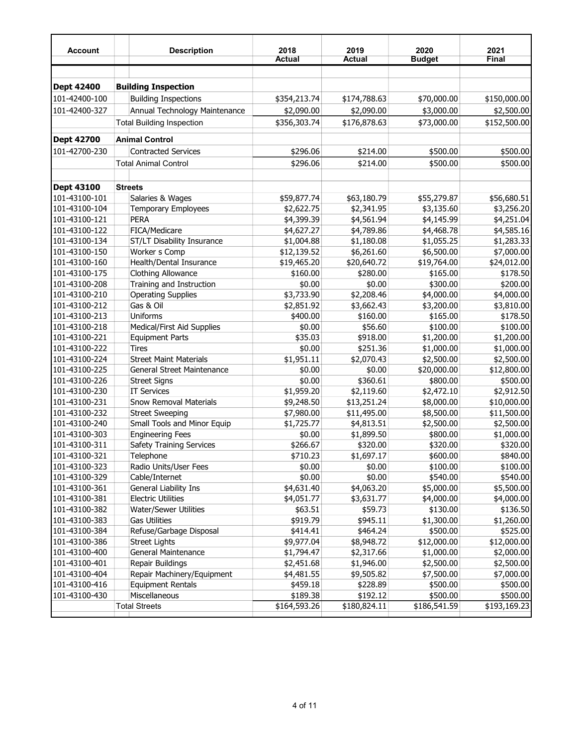| Account | Description | 2018 Actual | 2019 Actual | 2020 Budget | 2021 Final |
|---|---|---|---|---|---|
| **Dept 42400** | **Building Inspection** | | | | |
| 101-42400-100 | Building Inspections | $354,213.74 | $174,788.63 | $70,000.00 | $150,000.00 |
| 101-42400-327 | Annual Technology Maintenance | $2,090.00 | $2,090.00 | $3,000.00 | $2,500.00 |
| | Total Building Inspection | $356,303.74 | $176,878.63 | $73,000.00 | $152,500.00 |
| **Dept 42700** | **Animal Control** | | | | |
| 101-42700-230 | Contracted Services | $296.06 | $214.00 | $500.00 | $500.00 |
| | Total Animal Control | $296.06 | $214.00 | $500.00 | $500.00 |
| **Dept 43100** | **Streets** | | | | |
| 101-43100-101 | Salaries & Wages | $59,877.74 | $63,180.79 | $55,279.87 | $56,680.51 |
| 101-43100-104 | Temporary Employees | $2,622.75 | $2,341.95 | $3,135.60 | $3,256.20 |
| 101-43100-121 | PERA | $4,399.39 | $4,561.94 | $4,145.99 | $4,251.04 |
| 101-43100-122 | FICA/Medicare | $4,627.27 | $4,789.86 | $4,468.78 | $4,585.16 |
| 101-43100-134 | ST/LT Disability Insurance | $1,004.88 | $1,180.08 | $1,055.25 | $1,283.33 |
| 101-43100-150 | Worker s Comp | $12,139.52 | $6,261.60 | $6,500.00 | $7,000.00 |
| 101-43100-160 | Health/Dental Insurance | $19,465.20 | $20,640.72 | $19,764.00 | $24,012.00 |
| 101-43100-175 | Clothing Allowance | $160.00 | $280.00 | $165.00 | $178.50 |
| 101-43100-208 | Training and Instruction | $0.00 | $0.00 | $300.00 | $200.00 |
| 101-43100-210 | Operating Supplies | $3,733.90 | $2,208.46 | $4,000.00 | $4,000.00 |
| 101-43100-212 | Gas & Oil | $2,851.92 | $3,662.43 | $3,200.00 | $3,810.00 |
| 101-43100-213 | Uniforms | $400.00 | $160.00 | $165.00 | $178.50 |
| 101-43100-218 | Medical/First Aid Supplies | $0.00 | $56.60 | $100.00 | $100.00 |
| 101-43100-221 | Equipment Parts | $35.03 | $918.00 | $1,200.00 | $1,200.00 |
| 101-43100-222 | Tires | $0.00 | $251.36 | $1,000.00 | $1,000.00 |
| 101-43100-224 | Street Maint Materials | $1,951.11 | $2,070.43 | $2,500.00 | $2,500.00 |
| 101-43100-225 | General Street Maintenance | $0.00 | $0.00 | $20,000.00 | $12,800.00 |
| 101-43100-226 | Street Signs | $0.00 | $360.61 | $800.00 | $500.00 |
| 101-43100-230 | IT Services | $1,959.20 | $2,119.60 | $2,472.10 | $2,912.50 |
| 101-43100-231 | Snow Removal Materials | $9,248.50 | $13,251.24 | $8,000.00 | $10,000.00 |
| 101-43100-232 | Street Sweeping | $7,980.00 | $11,495.00 | $8,500.00 | $11,500.00 |
| 101-43100-240 | Small Tools and Minor Equip | $1,725.77 | $4,813.51 | $2,500.00 | $2,500.00 |
| 101-43100-303 | Engineering Fees | $0.00 | $1,899.50 | $800.00 | $1,000.00 |
| 101-43100-311 | Safety Training Services | $266.67 | $320.00 | $320.00 | $320.00 |
| 101-43100-321 | Telephone | $710.23 | $1,697.17 | $600.00 | $840.00 |
| 101-43100-323 | Radio Units/User Fees | $0.00 | $0.00 | $100.00 | $100.00 |
| 101-43100-329 | Cable/Internet | $0.00 | $0.00 | $540.00 | $540.00 |
| 101-43100-361 | General Liability Ins | $4,631.40 | $4,063.20 | $5,000.00 | $5,500.00 |
| 101-43100-381 | Electric Utilities | $4,051.77 | $3,631.77 | $4,000.00 | $4,000.00 |
| 101-43100-382 | Water/Sewer Utilities | $63.51 | $59.73 | $130.00 | $136.50 |
| 101-43100-383 | Gas Utilities | $919.79 | $945.11 | $1,300.00 | $1,260.00 |
| 101-43100-384 | Refuse/Garbage Disposal | $414.41 | $464.24 | $500.00 | $525.00 |
| 101-43100-386 | Street Lights | $9,977.04 | $8,948.72 | $12,000.00 | $12,000.00 |
| 101-43100-400 | General Maintenance | $1,794.47 | $2,317.66 | $1,000.00 | $2,000.00 |
| 101-43100-401 | Repair Buildings | $2,451.68 | $1,946.00 | $2,500.00 | $2,500.00 |
| 101-43100-404 | Repair Machinery/Equipment | $4,481.55 | $9,505.82 | $7,500.00 | $7,000.00 |
| 101-43100-416 | Equipment Rentals | $459.18 | $228.89 | $500.00 | $500.00 |
| 101-43100-430 | Miscellaneous | $189.38 | $192.12 | $500.00 | $500.00 |
| | Total Streets | $164,593.26 | $180,824.11 | $186,541.59 | $193,169.23 |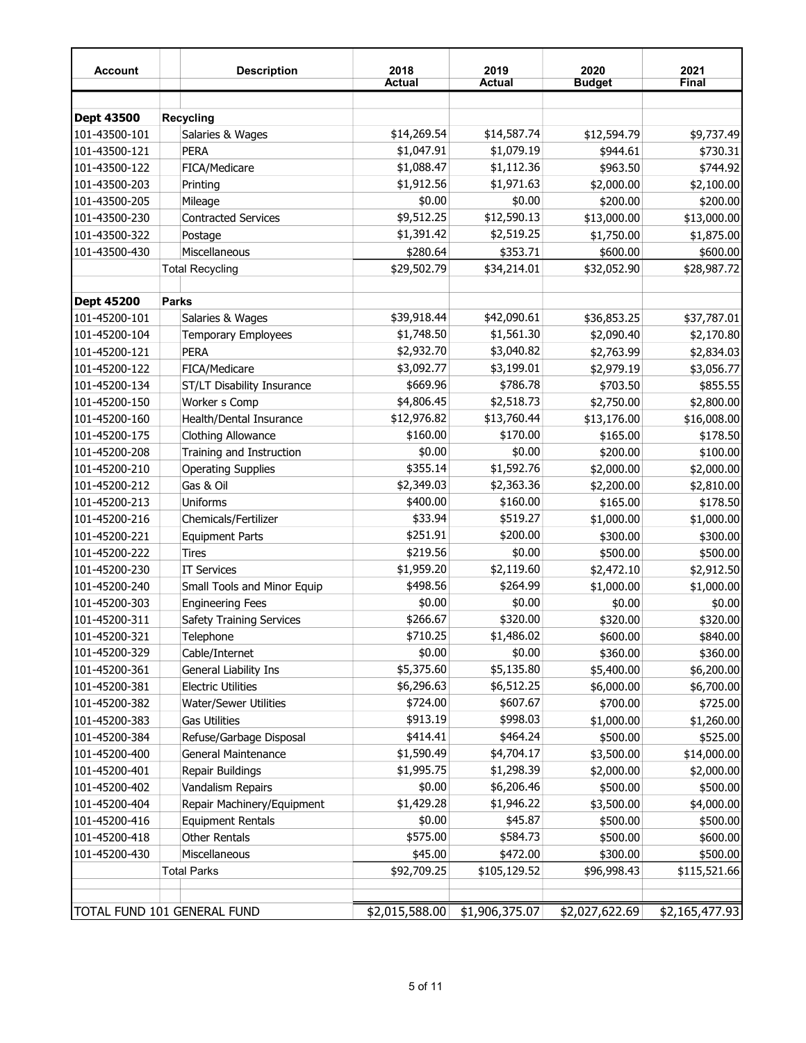| Account | Description | 2018 Actual | 2019 Actual | 2020 Budget | 2021 Final |
|---|---|---|---|---|---|
| **Dept 43500** | **Recycling** | | | | |
| 101-43500-101 | Salaries & Wages | $14,269.54 | $14,587.74 | $12,594.79 | $9,737.49 |
| 101-43500-121 | PERA | $1,047.91 | $1,079.19 | $944.61 | $730.31 |
| 101-43500-122 | FICA/Medicare | $1,088.47 | $1,112.36 | $963.50 | $744.92 |
| 101-43500-203 | Printing | $1,912.56 | $1,971.63 | $2,000.00 | $2,100.00 |
| 101-43500-205 | Mileage | $0.00 | $0.00 | $200.00 | $200.00 |
| 101-43500-230 | Contracted Services | $9,512.25 | $12,590.13 | $13,000.00 | $13,000.00 |
| 101-43500-322 | Postage | $1,391.42 | $2,519.25 | $1,750.00 | $1,875.00 |
| 101-43500-430 | Miscellaneous | $280.64 | $353.71 | $600.00 | $600.00 |
| | Total Recycling | $29,502.79 | $34,214.01 | $32,052.90 | $28,987.72 |
| **Dept 45200** | **Parks** | | | | |
| 101-45200-101 | Salaries & Wages | $39,918.44 | $42,090.61 | $36,853.25 | $37,787.01 |
| 101-45200-104 | Temporary Employees | $1,748.50 | $1,561.30 | $2,090.40 | $2,170.80 |
| 101-45200-121 | PERA | $2,932.70 | $3,040.82 | $2,763.99 | $2,834.03 |
| 101-45200-122 | FICA/Medicare | $3,092.77 | $3,199.01 | $2,979.19 | $3,056.77 |
| 101-45200-134 | ST/LT Disability Insurance | $669.96 | $786.78 | $703.50 | $855.55 |
| 101-45200-150 | Worker s Comp | $4,806.45 | $2,518.73 | $2,750.00 | $2,800.00 |
| 101-45200-160 | Health/Dental Insurance | $12,976.82 | $13,760.44 | $13,176.00 | $16,008.00 |
| 101-45200-175 | Clothing Allowance | $160.00 | $170.00 | $165.00 | $178.50 |
| 101-45200-208 | Training and Instruction | $0.00 | $0.00 | $200.00 | $100.00 |
| 101-45200-210 | Operating Supplies | $355.14 | $1,592.76 | $2,000.00 | $2,000.00 |
| 101-45200-212 | Gas & Oil | $2,349.03 | $2,363.36 | $2,200.00 | $2,810.00 |
| 101-45200-213 | Uniforms | $400.00 | $160.00 | $165.00 | $178.50 |
| 101-45200-216 | Chemicals/Fertilizer | $33.94 | $519.27 | $1,000.00 | $1,000.00 |
| 101-45200-221 | Equipment Parts | $251.91 | $200.00 | $300.00 | $300.00 |
| 101-45200-222 | Tires | $219.56 | $0.00 | $500.00 | $500.00 |
| 101-45200-230 | IT Services | $1,959.20 | $2,119.60 | $2,472.10 | $2,912.50 |
| 101-45200-240 | Small Tools and Minor Equip | $498.56 | $264.99 | $1,000.00 | $1,000.00 |
| 101-45200-303 | Engineering Fees | $0.00 | $0.00 | $0.00 | $0.00 |
| 101-45200-311 | Safety Training Services | $266.67 | $320.00 | $320.00 | $320.00 |
| 101-45200-321 | Telephone | $710.25 | $1,486.02 | $600.00 | $840.00 |
| 101-45200-329 | Cable/Internet | $0.00 | $0.00 | $360.00 | $360.00 |
| 101-45200-361 | General Liability Ins | $5,375.60 | $5,135.80 | $5,400.00 | $6,200.00 |
| 101-45200-381 | Electric Utilities | $6,296.63 | $6,512.25 | $6,000.00 | $6,700.00 |
| 101-45200-382 | Water/Sewer Utilities | $724.00 | $607.67 | $700.00 | $725.00 |
| 101-45200-383 | Gas Utilities | $913.19 | $998.03 | $1,000.00 | $1,260.00 |
| 101-45200-384 | Refuse/Garbage Disposal | $414.41 | $464.24 | $500.00 | $525.00 |
| 101-45200-400 | General Maintenance | $1,590.49 | $4,704.17 | $3,500.00 | $14,000.00 |
| 101-45200-401 | Repair Buildings | $1,995.75 | $1,298.39 | $2,000.00 | $2,000.00 |
| 101-45200-402 | Vandalism Repairs | $0.00 | $6,206.46 | $500.00 | $500.00 |
| 101-45200-404 | Repair Machinery/Equipment | $1,429.28 | $1,946.22 | $3,500.00 | $4,000.00 |
| 101-45200-416 | Equipment Rentals | $0.00 | $45.87 | $500.00 | $500.00 |
| 101-45200-418 | Other Rentals | $575.00 | $584.73 | $500.00 | $600.00 |
| 101-45200-430 | Miscellaneous | $45.00 | $472.00 | $300.00 | $500.00 |
| | Total Parks | $92,709.25 | $105,129.52 | $96,998.43 | $115,521.66 |
| TOTAL FUND 101 GENERAL FUND | | $2,015,588.00 | $1,906,375.07 | $2,027,622.69 | $2,165,477.93 |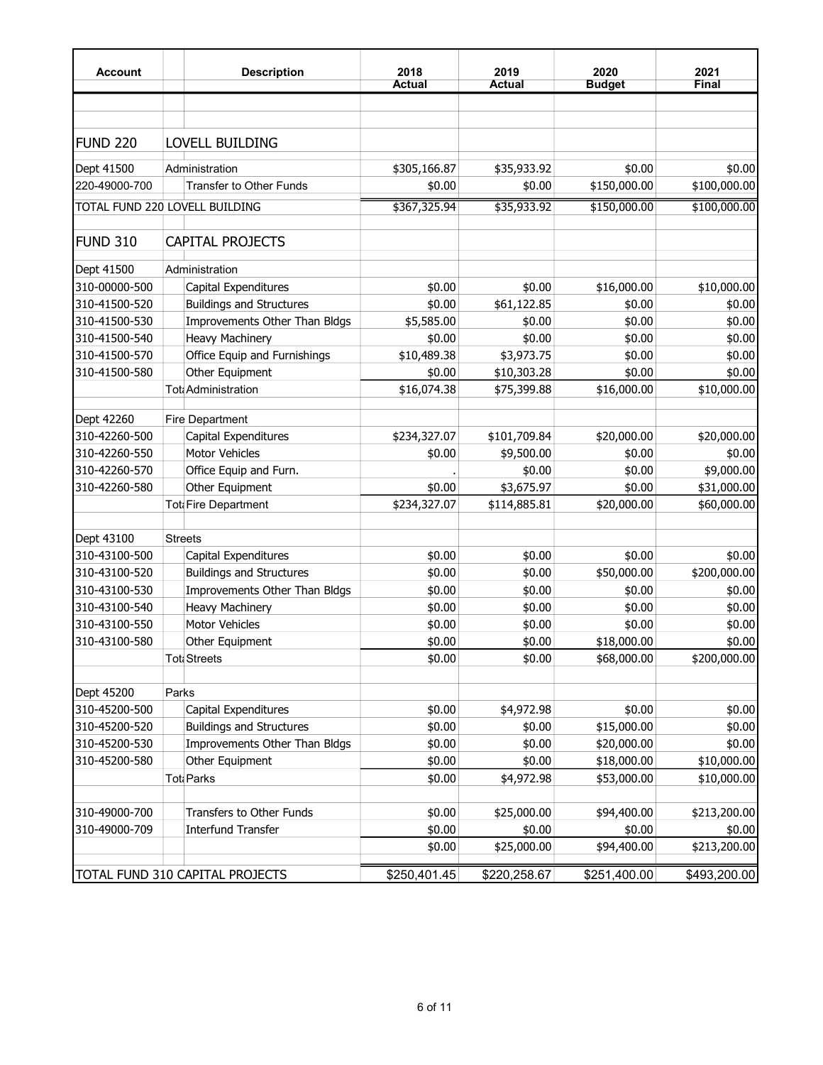| Account | Description | 2018 Actual | 2019 Actual | 2020 Budget | 2021 Final |
|---|---|---|---|---|---|
| | | | | | |
| **FUND 220** | **LOVELL BUILDING** | | | | |
| Dept 41500 | Administration | $305,166.87 | $35,933.92 | $0.00 | $0.00 |
| 220-49000-700 | Transfer to Other Funds | $0.00 | $0.00 | $150,000.00 | $100,000.00 |
| TOTAL FUND 220 LOVELL BUILDING | | $367,325.94 | $35,933.92 | $150,000.00 | $100,000.00 |
| **FUND 310** | **CAPITAL PROJECTS** | | | | |
| Dept 41500 | Administration | | | | |
| 310-00000-500 | Capital Expenditures | $0.00 | $0.00 | $16,000.00 | $10,000.00 |
| 310-41500-520 | Buildings and Structures | $0.00 | $61,122.85 | $0.00 | $0.00 |
| 310-41500-530 | Improvements Other Than Bldgs | $5,585.00 | $0.00 | $0.00 | $0.00 |
| 310-41500-540 | Heavy Machinery | $0.00 | $0.00 | $0.00 | $0.00 |
| 310-41500-570 | Office Equip and Furnishings | $10,489.38 | $3,973.75 | $0.00 | $0.00 |
| 310-41500-580 | Other Equipment | $0.00 | $10,303.28 | $0.00 | $0.00 |
| | Tot Administration | $16,074.38 | $75,399.88 | $16,000.00 | $10,000.00 |
| Dept 42260 | Fire Department | | | | |
| 310-42260-500 | Capital Expenditures | $234,327.07 | $101,709.84 | $20,000.00 | $20,000.00 |
| 310-42260-550 | Motor Vehicles | $0.00 | $9,500.00 | $0.00 | $0.00 |
| 310-42260-570 | Office Equip and Furn. | . | $0.00 | $0.00 | $9,000.00 |
| 310-42260-580 | Other Equipment | $0.00 | $3,675.97 | $0.00 | $31,000.00 |
| | Tot Fire Department | $234,327.07 | $114,885.81 | $20,000.00 | $60,000.00 |
| Dept 43100 | Streets | | | | |
| 310-43100-500 | Capital Expenditures | $0.00 | $0.00 | $0.00 | $0.00 |
| 310-43100-520 | Buildings and Structures | $0.00 | $0.00 | $50,000.00 | $200,000.00 |
| 310-43100-530 | Improvements Other Than Bldgs | $0.00 | $0.00 | $0.00 | $0.00 |
| 310-43100-540 | Heavy Machinery | $0.00 | $0.00 | $0.00 | $0.00 |
| 310-43100-550 | Motor Vehicles | $0.00 | $0.00 | $0.00 | $0.00 |
| 310-43100-580 | Other Equipment | $0.00 | $0.00 | $18,000.00 | $0.00 |
| | Tot Streets | $0.00 | $0.00 | $68,000.00 | $200,000.00 |
| Dept 45200 | Parks | | | | |
| 310-45200-500 | Capital Expenditures | $0.00 | $4,972.98 | $0.00 | $0.00 |
| 310-45200-520 | Buildings and Structures | $0.00 | $0.00 | $15,000.00 | $0.00 |
| 310-45200-530 | Improvements Other Than Bldgs | $0.00 | $0.00 | $20,000.00 | $0.00 |
| 310-45200-580 | Other Equipment | $0.00 | $0.00 | $18,000.00 | $10,000.00 |
| | Tot Parks | $0.00 | $4,972.98 | $53,000.00 | $10,000.00 |
| 310-49000-700 | Transfers to Other Funds | $0.00 | $25,000.00 | $94,400.00 | $213,200.00 |
| 310-49000-709 | Interfund Transfer | $0.00 | $0.00 | $0.00 | $0.00 |
| | | $0.00 | $25,000.00 | $94,400.00 | $213,200.00 |
| TOTAL FUND 310 CAPITAL PROJECTS | | $250,401.45 | $220,258.67 | $251,400.00 | $493,200.00 |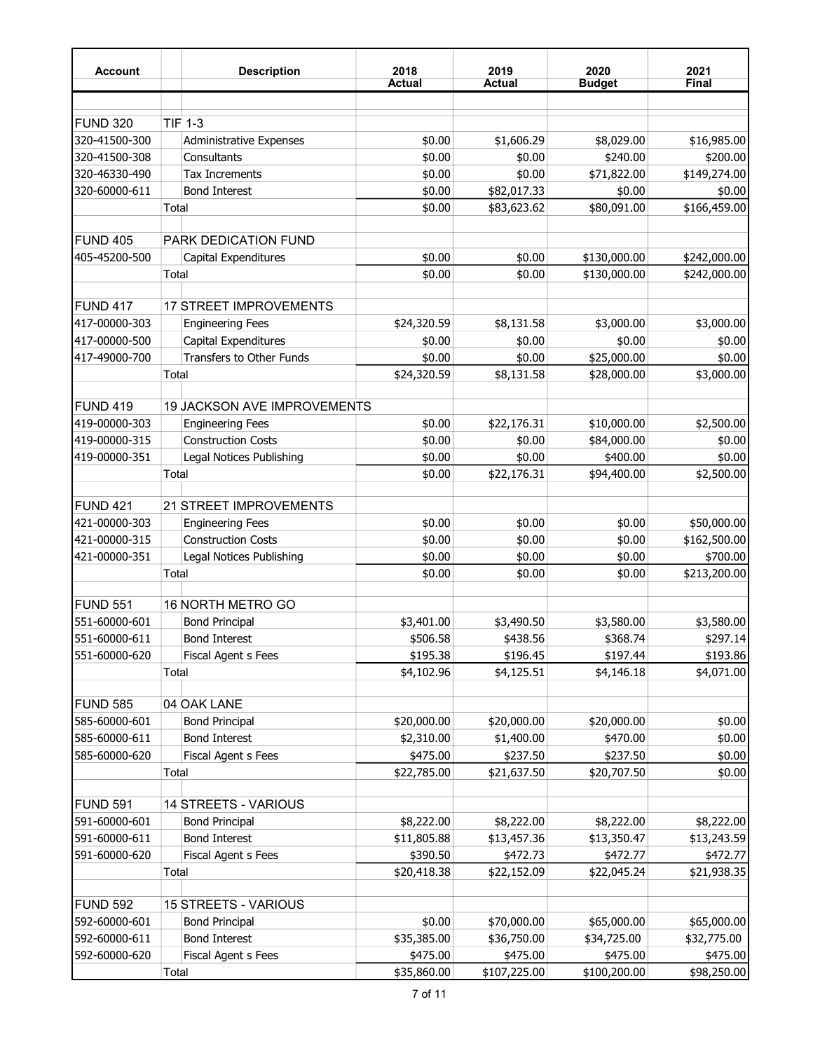| Account | Description | 2018 Actual | 2019 Actual | 2020 Budget | 2021 Final |
|---|---|---|---|---|---|
| FUND 320 | TIF 1-3 | | | | |
| 320-41500-300 | Administrative Expenses | $0.00 | $1,606.29 | $8,029.00 | $16,985.00 |
| 320-41500-308 | Consultants | $0.00 | $0.00 | $240.00 | $200.00 |
| 320-46330-490 | Tax Increments | $0.00 | $0.00 | $71,822.00 | $149,274.00 |
| 320-60000-611 | Bond Interest | $0.00 | $82,017.33 | $0.00 | $0.00 |
| | Total | $0.00 | $83,623.62 | $80,091.00 | $166,459.00 |
| FUND 405 | PARK DEDICATION FUND | | | | |
| 405-45200-500 | Capital Expenditures | $0.00 | $0.00 | $130,000.00 | $242,000.00 |
| | Total | $0.00 | $0.00 | $130,000.00 | $242,000.00 |
| FUND 417 | 17 STREET IMPROVEMENTS | | | | |
| 417-00000-303 | Engineering Fees | $24,320.59 | $8,131.58 | $3,000.00 | $3,000.00 |
| 417-00000-500 | Capital Expenditures | $0.00 | $0.00 | $0.00 | $0.00 |
| 417-49000-700 | Transfers to Other Funds | $0.00 | $0.00 | $25,000.00 | $0.00 |
| | Total | $24,320.59 | $8,131.58 | $28,000.00 | $3,000.00 |
| FUND 419 | 19 JACKSON AVE IMPROVEMENTS | | | | |
| 419-00000-303 | Engineering Fees | $0.00 | $22,176.31 | $10,000.00 | $2,500.00 |
| 419-00000-315 | Construction Costs | $0.00 | $0.00 | $84,000.00 | $0.00 |
| 419-00000-351 | Legal Notices Publishing | $0.00 | $0.00 | $400.00 | $0.00 |
| | Total | $0.00 | $22,176.31 | $94,400.00 | $2,500.00 |
| FUND 421 | 21 STREET IMPROVEMENTS | | | | |
| 421-00000-303 | Engineering Fees | $0.00 | $0.00 | $0.00 | $50,000.00 |
| 421-00000-315 | Construction Costs | $0.00 | $0.00 | $0.00 | $162,500.00 |
| 421-00000-351 | Legal Notices Publishing | $0.00 | $0.00 | $0.00 | $700.00 |
| | Total | $0.00 | $0.00 | $0.00 | $213,200.00 |
| FUND 551 | 16 NORTH METRO GO | | | | |
| 551-60000-601 | Bond Principal | $3,401.00 | $3,490.50 | $3,580.00 | $3,580.00 |
| 551-60000-611 | Bond Interest | $506.58 | $438.56 | $368.74 | $297.14 |
| 551-60000-620 | Fiscal Agent s Fees | $195.38 | $196.45 | $197.44 | $193.86 |
| | Total | $4,102.96 | $4,125.51 | $4,146.18 | $4,071.00 |
| FUND 585 | 04 OAK LANE | | | | |
| 585-60000-601 | Bond Principal | $20,000.00 | $20,000.00 | $20,000.00 | $0.00 |
| 585-60000-611 | Bond Interest | $2,310.00 | $1,400.00 | $470.00 | $0.00 |
| 585-60000-620 | Fiscal Agent s Fees | $475.00 | $237.50 | $237.50 | $0.00 |
| | Total | $22,785.00 | $21,637.50 | $20,707.50 | $0.00 |
| FUND 591 | 14 STREETS - VARIOUS | | | | |
| 591-60000-601 | Bond Principal | $8,222.00 | $8,222.00 | $8,222.00 | $8,222.00 |
| 591-60000-611 | Bond Interest | $11,805.88 | $13,457.36 | $13,350.47 | $13,243.59 |
| 591-60000-620 | Fiscal Agent s Fees | $390.50 | $472.73 | $472.77 | $472.77 |
| | Total | $20,418.38 | $22,152.09 | $22,045.24 | $21,938.35 |
| FUND 592 | 15 STREETS - VARIOUS | | | | |
| 592-60000-601 | Bond Principal | $0.00 | $70,000.00 | $65,000.00 | $65,000.00 |
| 592-60000-611 | Bond Interest | $35,385.00 | $36,750.00 | $34,725.00 | $32,775.00 |
| 592-60000-620 | Fiscal Agent s Fees | $475.00 | $475.00 | $475.00 | $475.00 |
| | Total | $35,860.00 | $107,225.00 | $100,200.00 | $98,250.00 |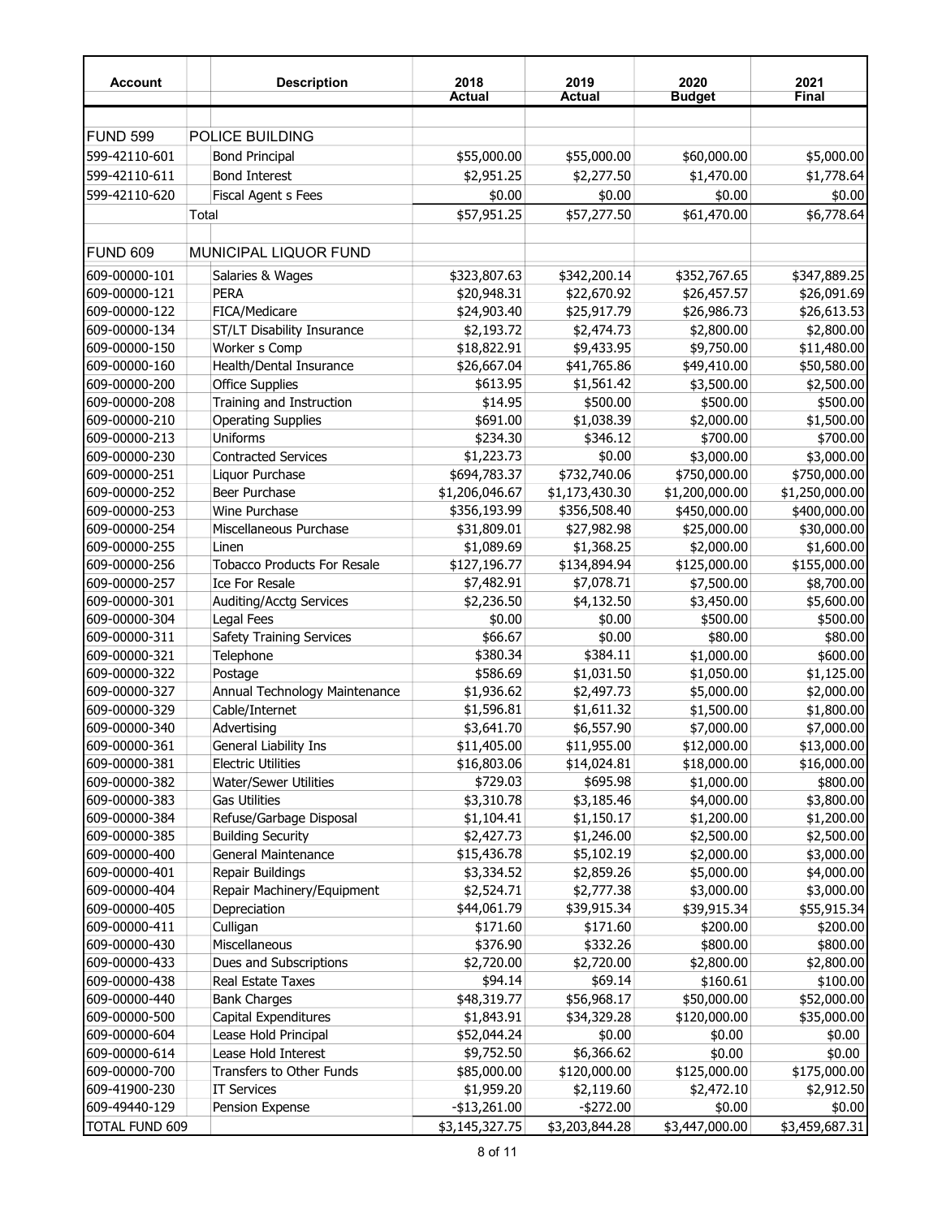| Account | Description | 2018 Actual | 2019 Actual | 2020 Budget | 2021 Final |
|---|---|---|---|---|---|
| FUND 599 | POLICE BUILDING | | | | |
| 599-42110-601 | Bond Principal | $55,000.00 | $55,000.00 | $60,000.00 | $5,000.00 |
| 599-42110-611 | Bond Interest | $2,951.25 | $2,277.50 | $1,470.00 | $1,778.64 |
| 599-42110-620 | Fiscal Agent s Fees | $0.00 | $0.00 | $0.00 | $0.00 |
| | Total | $57,951.25 | $57,277.50 | $61,470.00 | $6,778.64 |
| | | | | | |
| FUND 609 | MUNICIPAL LIQUOR FUND | | | | |
| 609-00000-101 | Salaries & Wages | $323,807.63 | $342,200.14 | $352,767.65 | $347,889.25 |
| 609-00000-121 | PERA | $20,948.31 | $22,670.92 | $26,457.57 | $26,091.69 |
| 609-00000-122 | FICA/Medicare | $24,903.40 | $25,917.79 | $26,986.73 | $26,613.53 |
| 609-00000-134 | ST/LT Disability Insurance | $2,193.72 | $2,474.73 | $2,800.00 | $2,800.00 |
| 609-00000-150 | Worker s Comp | $18,822.91 | $9,433.95 | $9,750.00 | $11,480.00 |
| 609-00000-160 | Health/Dental Insurance | $26,667.04 | $41,765.86 | $49,410.00 | $50,580.00 |
| 609-00000-200 | Office Supplies | $613.95 | $1,561.42 | $3,500.00 | $2,500.00 |
| 609-00000-208 | Training and Instruction | $14.95 | $500.00 | $500.00 | $500.00 |
| 609-00000-210 | Operating Supplies | $691.00 | $1,038.39 | $2,000.00 | $1,500.00 |
| 609-00000-213 | Uniforms | $234.30 | $346.12 | $700.00 | $700.00 |
| 609-00000-230 | Contracted Services | $1,223.73 | $0.00 | $3,000.00 | $3,000.00 |
| 609-00000-251 | Liquor Purchase | $694,783.37 | $732,740.06 | $750,000.00 | $750,000.00 |
| 609-00000-252 | Beer Purchase | $1,206,046.67 | $1,173,430.30 | $1,200,000.00 | $1,250,000.00 |
| 609-00000-253 | Wine Purchase | $356,193.99 | $356,508.40 | $450,000.00 | $400,000.00 |
| 609-00000-254 | Miscellaneous Purchase | $31,809.01 | $27,982.98 | $25,000.00 | $30,000.00 |
| 609-00000-255 | Linen | $1,089.69 | $1,368.25 | $2,000.00 | $1,600.00 |
| 609-00000-256 | Tobacco Products For Resale | $127,196.77 | $134,894.94 | $125,000.00 | $155,000.00 |
| 609-00000-257 | Ice For Resale | $7,482.91 | $7,078.71 | $7,500.00 | $8,700.00 |
| 609-00000-301 | Auditing/Acctg Services | $2,236.50 | $4,132.50 | $3,450.00 | $5,600.00 |
| 609-00000-304 | Legal Fees | $0.00 | $0.00 | $500.00 | $500.00 |
| 609-00000-311 | Safety Training Services | $66.67 | $0.00 | $80.00 | $80.00 |
| 609-00000-321 | Telephone | $380.34 | $384.11 | $1,000.00 | $600.00 |
| 609-00000-322 | Postage | $586.69 | $1,031.50 | $1,050.00 | $1,125.00 |
| 609-00000-327 | Annual Technology Maintenance | $1,936.62 | $2,497.73 | $5,000.00 | $2,000.00 |
| 609-00000-329 | Cable/Internet | $1,596.81 | $1,611.32 | $1,500.00 | $1,800.00 |
| 609-00000-340 | Advertising | $3,641.70 | $6,557.90 | $7,000.00 | $7,000.00 |
| 609-00000-361 | General Liability Ins | $11,405.00 | $11,955.00 | $12,000.00 | $13,000.00 |
| 609-00000-381 | Electric Utilities | $16,803.06 | $14,024.81 | $18,000.00 | $16,000.00 |
| 609-00000-382 | Water/Sewer Utilities | $729.03 | $695.98 | $1,000.00 | $800.00 |
| 609-00000-383 | Gas Utilities | $3,310.78 | $3,185.46 | $4,000.00 | $3,800.00 |
| 609-00000-384 | Refuse/Garbage Disposal | $1,104.41 | $1,150.17 | $1,200.00 | $1,200.00 |
| 609-00000-385 | Building Security | $2,427.73 | $1,246.00 | $2,500.00 | $2,500.00 |
| 609-00000-400 | General Maintenance | $15,436.78 | $5,102.19 | $2,000.00 | $3,000.00 |
| 609-00000-401 | Repair Buildings | $3,334.52 | $2,859.26 | $5,000.00 | $4,000.00 |
| 609-00000-404 | Repair Machinery/Equipment | $2,524.71 | $2,777.38 | $3,000.00 | $3,000.00 |
| 609-00000-405 | Depreciation | $44,061.79 | $39,915.34 | $39,915.34 | $55,915.34 |
| 609-00000-411 | Culligan | $171.60 | $171.60 | $200.00 | $200.00 |
| 609-00000-430 | Miscellaneous | $376.90 | $332.26 | $800.00 | $800.00 |
| 609-00000-433 | Dues and Subscriptions | $2,720.00 | $2,720.00 | $2,800.00 | $2,800.00 |
| 609-00000-438 | Real Estate Taxes | $94.14 | $69.14 | $160.61 | $100.00 |
| 609-00000-440 | Bank Charges | $48,319.77 | $56,968.17 | $50,000.00 | $52,000.00 |
| 609-00000-500 | Capital Expenditures | $1,843.91 | $34,329.28 | $120,000.00 | $35,000.00 |
| 609-00000-604 | Lease Hold Principal | $52,044.24 | $0.00 | $0.00 | $0.00 |
| 609-00000-614 | Lease Hold Interest | $9,752.50 | $6,366.62 | $0.00 | $0.00 |
| 609-00000-700 | Transfers to Other Funds | $85,000.00 | $120,000.00 | $125,000.00 | $175,000.00 |
| 609-41900-230 | IT Services | $1,959.20 | $2,119.60 | $2,472.10 | $2,912.50 |
| 609-49440-129 | Pension Expense | -$13,261.00 | -$272.00 | $0.00 | $0.00 |
| TOTAL FUND 609 | | $3,145,327.75 | $3,203,844.28 | $3,447,000.00 | $3,459,687.31 |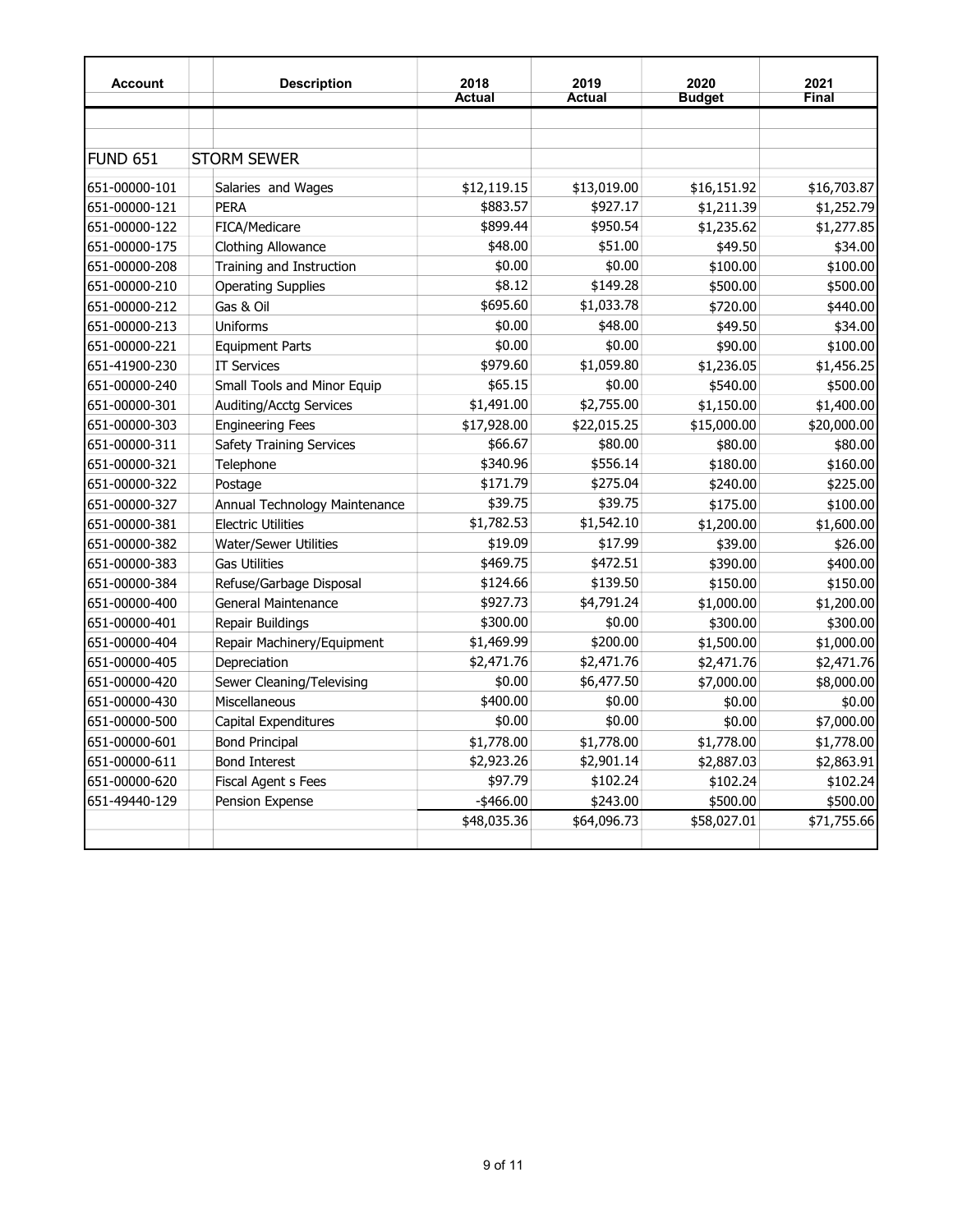| Account | Description | 2018 Actual | 2019 Actual | 2020 Budget | 2021 Final |
|---|---|---|---|---|---|
| FUND 651 | STORM SEWER | | | | |
| 651-00000-101 | Salaries and Wages | $12,119.15 | $13,019.00 | $16,151.92 | $16,703.87 |
| 651-00000-121 | PERA | $883.57 | $927.17 | $1,211.39 | $1,252.79 |
| 651-00000-122 | FICA/Medicare | $899.44 | $950.54 | $1,235.62 | $1,277.85 |
| 651-00000-175 | Clothing Allowance | $48.00 | $51.00 | $49.50 | $34.00 |
| 651-00000-208 | Training and Instruction | $0.00 | $0.00 | $100.00 | $100.00 |
| 651-00000-210 | Operating Supplies | $8.12 | $149.28 | $500.00 | $500.00 |
| 651-00000-212 | Gas & Oil | $695.60 | $1,033.78 | $720.00 | $440.00 |
| 651-00000-213 | Uniforms | $0.00 | $48.00 | $49.50 | $34.00 |
| 651-00000-221 | Equipment Parts | $0.00 | $0.00 | $90.00 | $100.00 |
| 651-41900-230 | IT Services | $979.60 | $1,059.80 | $1,236.05 | $1,456.25 |
| 651-00000-240 | Small Tools and Minor Equip | $65.15 | $0.00 | $540.00 | $500.00 |
| 651-00000-301 | Auditing/Acctg Services | $1,491.00 | $2,755.00 | $1,150.00 | $1,400.00 |
| 651-00000-303 | Engineering Fees | $17,928.00 | $22,015.25 | $15,000.00 | $20,000.00 |
| 651-00000-311 | Safety Training Services | $66.67 | $80.00 | $80.00 | $80.00 |
| 651-00000-321 | Telephone | $340.96 | $556.14 | $180.00 | $160.00 |
| 651-00000-322 | Postage | $171.79 | $275.04 | $240.00 | $225.00 |
| 651-00000-327 | Annual Technology Maintenance | $39.75 | $39.75 | $175.00 | $100.00 |
| 651-00000-381 | Electric Utilities | $1,782.53 | $1,542.10 | $1,200.00 | $1,600.00 |
| 651-00000-382 | Water/Sewer Utilities | $19.09 | $17.99 | $39.00 | $26.00 |
| 651-00000-383 | Gas Utilities | $469.75 | $472.51 | $390.00 | $400.00 |
| 651-00000-384 | Refuse/Garbage Disposal | $124.66 | $139.50 | $150.00 | $150.00 |
| 651-00000-400 | General Maintenance | $927.73 | $4,791.24 | $1,000.00 | $1,200.00 |
| 651-00000-401 | Repair Buildings | $300.00 | $0.00 | $300.00 | $300.00 |
| 651-00000-404 | Repair Machinery/Equipment | $1,469.99 | $200.00 | $1,500.00 | $1,000.00 |
| 651-00000-405 | Depreciation | $2,471.76 | $2,471.76 | $2,471.76 | $2,471.76 |
| 651-00000-420 | Sewer Cleaning/Televising | $0.00 | $6,477.50 | $7,000.00 | $8,000.00 |
| 651-00000-430 | Miscellaneous | $400.00 | $0.00 | $0.00 | $0.00 |
| 651-00000-500 | Capital Expenditures | $0.00 | $0.00 | $0.00 | $7,000.00 |
| 651-00000-601 | Bond Principal | $1,778.00 | $1,778.00 | $1,778.00 | $1,778.00 |
| 651-00000-611 | Bond Interest | $2,923.26 | $2,901.14 | $2,887.03 | $2,863.91 |
| 651-00000-620 | Fiscal Agent s Fees | $97.79 | $102.24 | $102.24 | $102.24 |
| 651-49440-129 | Pension Expense | -$466.00 | $243.00 | $500.00 | $500.00 |
| | | $48,035.36 | $64,096.73 | $58,027.01 | $71,755.66 |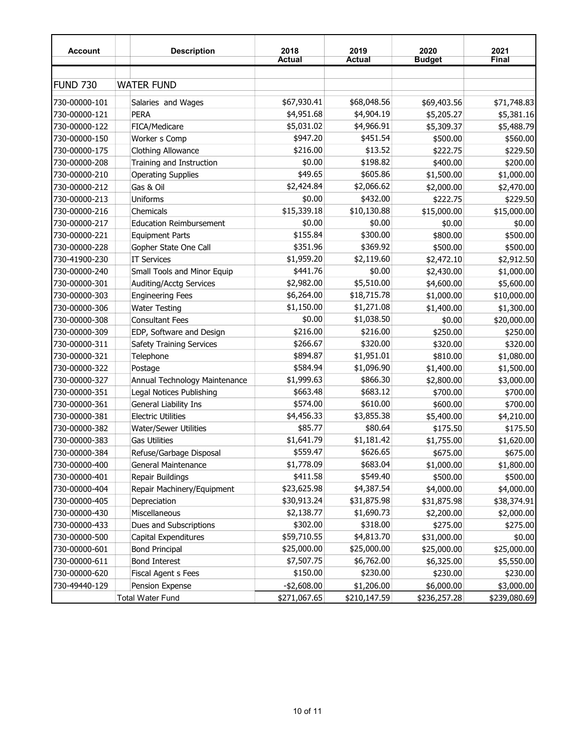| Account | Description | 2018 Actual | 2019 Actual | 2020 Budget | 2021 Final |
|---|---|---|---|---|---|
| FUND 730 | WATER FUND | | | | |
| 730-00000-101 | Salaries and Wages | $67,930.41 | $68,048.56 | $69,403.56 | $71,748.83 |
| 730-00000-121 | PERA | $4,951.68 | $4,904.19 | $5,205.27 | $5,381.16 |
| 730-00000-122 | FICA/Medicare | $5,031.02 | $4,966.91 | $5,309.37 | $5,488.79 |
| 730-00000-150 | Worker s Comp | $947.20 | $451.54 | $500.00 | $560.00 |
| 730-00000-175 | Clothing Allowance | $216.00 | $13.52 | $222.75 | $229.50 |
| 730-00000-208 | Training and Instruction | $0.00 | $198.82 | $400.00 | $200.00 |
| 730-00000-210 | Operating Supplies | $49.65 | $605.86 | $1,500.00 | $1,000.00 |
| 730-00000-212 | Gas & Oil | $2,424.84 | $2,066.62 | $2,000.00 | $2,470.00 |
| 730-00000-213 | Uniforms | $0.00 | $432.00 | $222.75 | $229.50 |
| 730-00000-216 | Chemicals | $15,339.18 | $10,130.88 | $15,000.00 | $15,000.00 |
| 730-00000-217 | Education Reimbursement | $0.00 | $0.00 | $0.00 | $0.00 |
| 730-00000-221 | Equipment Parts | $155.84 | $300.00 | $800.00 | $500.00 |
| 730-00000-228 | Gopher State One Call | $351.96 | $369.92 | $500.00 | $500.00 |
| 730-41900-230 | IT Services | $1,959.20 | $2,119.60 | $2,472.10 | $2,912.50 |
| 730-00000-240 | Small Tools and Minor Equip | $441.76 | $0.00 | $2,430.00 | $1,000.00 |
| 730-00000-301 | Auditing/Acctg Services | $2,982.00 | $5,510.00 | $4,600.00 | $5,600.00 |
| 730-00000-303 | Engineering Fees | $6,264.00 | $18,715.78 | $1,000.00 | $10,000.00 |
| 730-00000-306 | Water Testing | $1,150.00 | $1,271.08 | $1,400.00 | $1,300.00 |
| 730-00000-308 | Consultant Fees | $0.00 | $1,038.50 | $0.00 | $20,000.00 |
| 730-00000-309 | EDP, Software and Design | $216.00 | $216.00 | $250.00 | $250.00 |
| 730-00000-311 | Safety Training Services | $266.67 | $320.00 | $320.00 | $320.00 |
| 730-00000-321 | Telephone | $894.87 | $1,951.01 | $810.00 | $1,080.00 |
| 730-00000-322 | Postage | $584.94 | $1,096.90 | $1,400.00 | $1,500.00 |
| 730-00000-327 | Annual Technology Maintenance | $1,999.63 | $866.30 | $2,800.00 | $3,000.00 |
| 730-00000-351 | Legal Notices Publishing | $663.48 | $683.12 | $700.00 | $700.00 |
| 730-00000-361 | General Liability Ins | $574.00 | $610.00 | $600.00 | $700.00 |
| 730-00000-381 | Electric Utilities | $4,456.33 | $3,855.38 | $5,400.00 | $4,210.00 |
| 730-00000-382 | Water/Sewer Utilities | $85.77 | $80.64 | $175.50 | $175.50 |
| 730-00000-383 | Gas Utilities | $1,641.79 | $1,181.42 | $1,755.00 | $1,620.00 |
| 730-00000-384 | Refuse/Garbage Disposal | $559.47 | $626.65 | $675.00 | $675.00 |
| 730-00000-400 | General Maintenance | $1,778.09 | $683.04 | $1,000.00 | $1,800.00 |
| 730-00000-401 | Repair Buildings | $411.58 | $549.40 | $500.00 | $500.00 |
| 730-00000-404 | Repair Machinery/Equipment | $23,625.98 | $4,387.54 | $4,000.00 | $4,000.00 |
| 730-00000-405 | Depreciation | $30,913.24 | $31,875.98 | $31,875.98 | $38,374.91 |
| 730-00000-430 | Miscellaneous | $2,138.77 | $1,690.73 | $2,200.00 | $2,000.00 |
| 730-00000-433 | Dues and Subscriptions | $302.00 | $318.00 | $275.00 | $275.00 |
| 730-00000-500 | Capital Expenditures | $59,710.55 | $4,813.70 | $31,000.00 | $0.00 |
| 730-00000-601 | Bond Principal | $25,000.00 | $25,000.00 | $25,000.00 | $25,000.00 |
| 730-00000-611 | Bond Interest | $7,507.75 | $6,762.00 | $6,325.00 | $5,550.00 |
| 730-00000-620 | Fiscal Agent s Fees | $150.00 | $230.00 | $230.00 | $230.00 |
| 730-49440-129 | Pension Expense | -$2,608.00 | $1,206.00 | $6,000.00 | $3,000.00 |
| | Total Water Fund | $271,067.65 | $210,147.59 | $236,257.28 | $239,080.69 |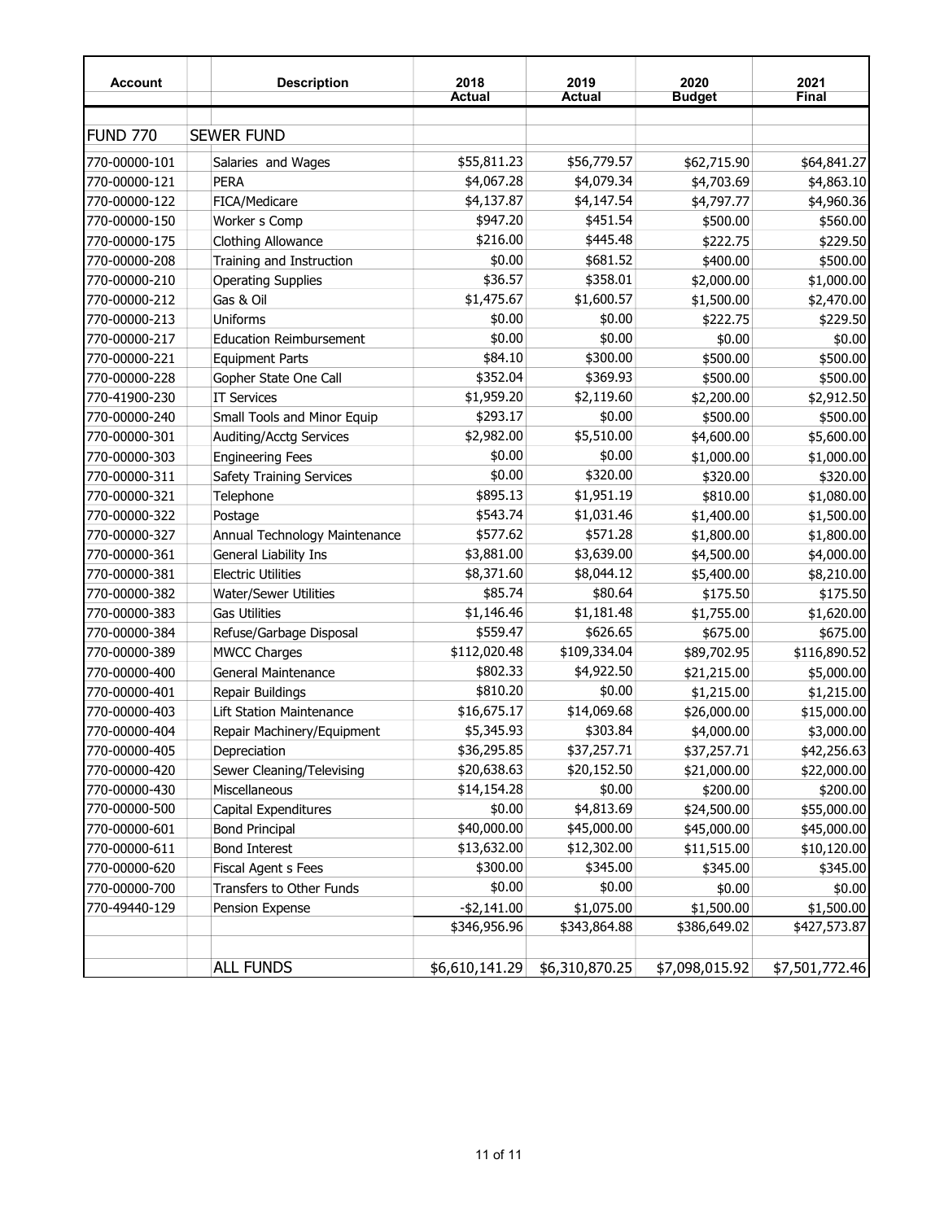| Account | Description | 2018 Actual | 2019 Actual | 2020 Budget | 2021 Final |
|---|---|---|---|---|---|
| FUND 770 | SEWER FUND | | | | |
| 770-00000-101 | Salaries and Wages | $55,811.23 | $56,779.57 | $62,715.90 | $64,841.27 |
| 770-00000-121 | PERA | $4,067.28 | $4,079.34 | $4,703.69 | $4,863.10 |
| 770-00000-122 | FICA/Medicare | $4,137.87 | $4,147.54 | $4,797.77 | $4,960.36 |
| 770-00000-150 | Worker s Comp | $947.20 | $451.54 | $500.00 | $560.00 |
| 770-00000-175 | Clothing Allowance | $216.00 | $445.48 | $222.75 | $229.50 |
| 770-00000-208 | Training and Instruction | $0.00 | $681.52 | $400.00 | $500.00 |
| 770-00000-210 | Operating Supplies | $36.57 | $358.01 | $2,000.00 | $1,000.00 |
| 770-00000-212 | Gas & Oil | $1,475.67 | $1,600.57 | $1,500.00 | $2,470.00 |
| 770-00000-213 | Uniforms | $0.00 | $0.00 | $222.75 | $229.50 |
| 770-00000-217 | Education Reimbursement | $0.00 | $0.00 | $0.00 | $0.00 |
| 770-00000-221 | Equipment Parts | $84.10 | $300.00 | $500.00 | $500.00 |
| 770-00000-228 | Gopher State One Call | $352.04 | $369.93 | $500.00 | $500.00 |
| 770-41900-230 | IT Services | $1,959.20 | $2,119.60 | $2,200.00 | $2,912.50 |
| 770-00000-240 | Small Tools and Minor Equip | $293.17 | $0.00 | $500.00 | $500.00 |
| 770-00000-301 | Auditing/Acctg Services | $2,982.00 | $5,510.00 | $4,600.00 | $5,600.00 |
| 770-00000-303 | Engineering Fees | $0.00 | $0.00 | $1,000.00 | $1,000.00 |
| 770-00000-311 | Safety Training Services | $0.00 | $320.00 | $320.00 | $320.00 |
| 770-00000-321 | Telephone | $895.13 | $1,951.19 | $810.00 | $1,080.00 |
| 770-00000-322 | Postage | $543.74 | $1,031.46 | $1,400.00 | $1,500.00 |
| 770-00000-327 | Annual Technology Maintenance | $577.62 | $571.28 | $1,800.00 | $1,800.00 |
| 770-00000-361 | General Liability Ins | $3,881.00 | $3,639.00 | $4,500.00 | $4,000.00 |
| 770-00000-381 | Electric Utilities | $8,371.60 | $8,044.12 | $5,400.00 | $8,210.00 |
| 770-00000-382 | Water/Sewer Utilities | $85.74 | $80.64 | $175.50 | $175.50 |
| 770-00000-383 | Gas Utilities | $1,146.46 | $1,181.48 | $1,755.00 | $1,620.00 |
| 770-00000-384 | Refuse/Garbage Disposal | $559.47 | $626.65 | $675.00 | $675.00 |
| 770-00000-389 | MWCC Charges | $112,020.48 | $109,334.04 | $89,702.95 | $116,890.52 |
| 770-00000-400 | General Maintenance | $802.33 | $4,922.50 | $21,215.00 | $5,000.00 |
| 770-00000-401 | Repair Buildings | $810.20 | $0.00 | $1,215.00 | $1,215.00 |
| 770-00000-403 | Lift Station Maintenance | $16,675.17 | $14,069.68 | $26,000.00 | $15,000.00 |
| 770-00000-404 | Repair Machinery/Equipment | $5,345.93 | $303.84 | $4,000.00 | $3,000.00 |
| 770-00000-405 | Depreciation | $36,295.85 | $37,257.71 | $37,257.71 | $42,256.63 |
| 770-00000-420 | Sewer Cleaning/Televising | $20,638.63 | $20,152.50 | $21,000.00 | $22,000.00 |
| 770-00000-430 | Miscellaneous | $14,154.28 | $0.00 | $200.00 | $200.00 |
| 770-00000-500 | Capital Expenditures | $0.00 | $4,813.69 | $24,500.00 | $55,000.00 |
| 770-00000-601 | Bond Principal | $40,000.00 | $45,000.00 | $45,000.00 | $45,000.00 |
| 770-00000-611 | Bond Interest | $13,632.00 | $12,302.00 | $11,515.00 | $10,120.00 |
| 770-00000-620 | Fiscal Agent s Fees | $300.00 | $345.00 | $345.00 | $345.00 |
| 770-00000-700 | Transfers to Other Funds | $0.00 | $0.00 | $0.00 | $0.00 |
| 770-49440-129 | Pension Expense | -$2,141.00 | $1,075.00 | $1,500.00 | $1,500.00 |
| | | $346,956.96 | $343,864.88 | $386,649.02 | $427,573.87 |
| | | | | | |
| | ALL FUNDS | $6,610,141.29 | $6,310,870.25 | $7,098,015.92 | $7,501,772.46 |